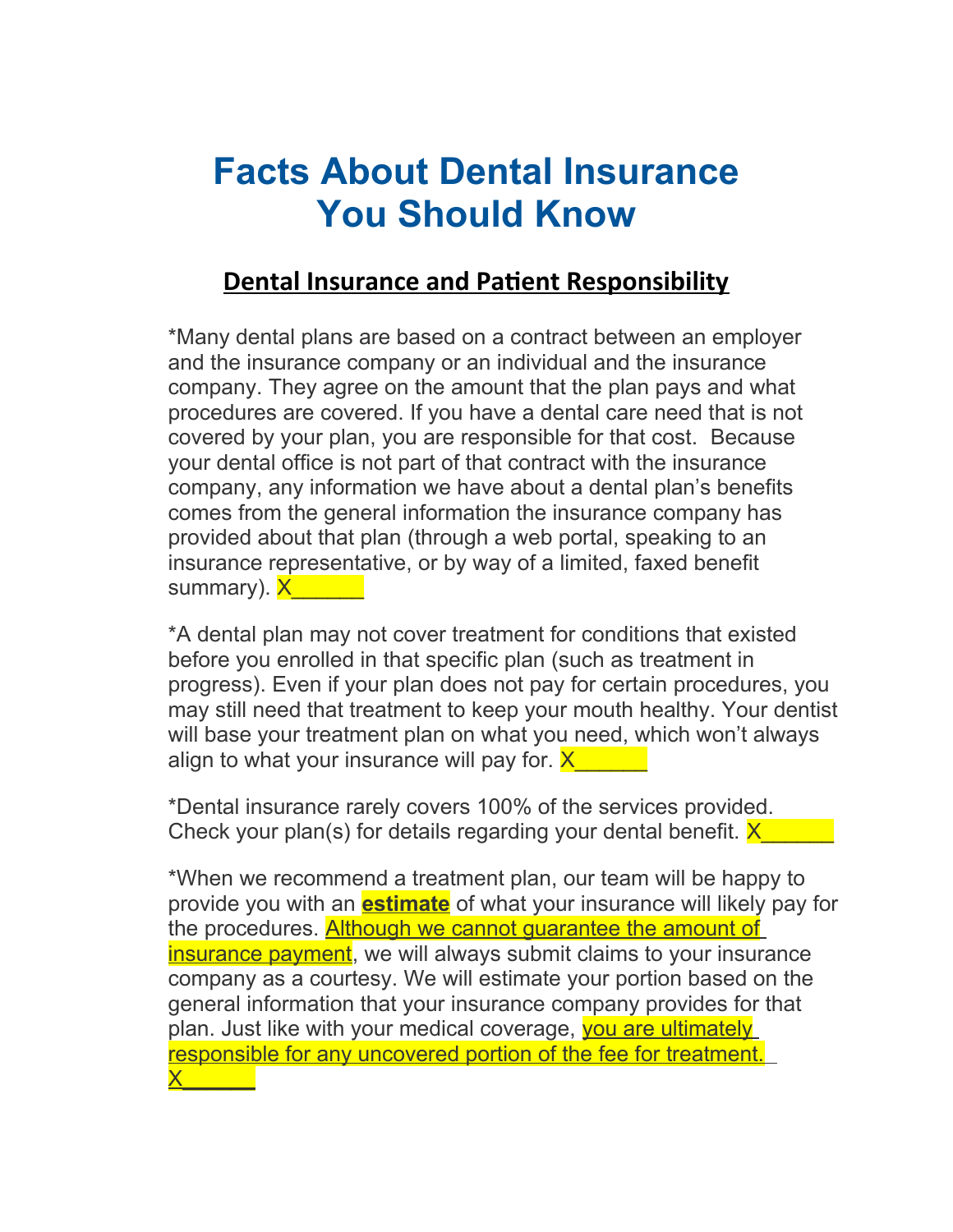# Facts About Dental Insurance You Should Know

## Dental Insurance and Patient Responsibility

*Many dental plans are based on a contract between an employer and the insurance company or an individual and the insurance company. They agree on the amount that the plan pays and what procedures are covered. If you have a dental care need that is not covered by your plan, you are responsible for that cost. Because your dental office is not part of that contract with the insurance company, any information we have about a dental plan's benefits comes from the general information the insurance company has provided about that plan (through a web portal, speaking to an insurance representative, or by way of a limited, faxed benefit summary). X______

*A dental plan may not cover treatment for conditions that existed before you enrolled in that specific plan (such as treatment in progress). Even if your plan does not pay for certain procedures, you may still need that treatment to keep your mouth healthy. Your dentist will base your treatment plan on what you need, which won't always align to what your insurance will pay for. X______

*Dental insurance rarely covers 100% of the services provided. Check your plan(s) for details regarding your dental benefit. X______

*When we recommend a treatment plan, our team will be happy to provide you with an **estimate** of what your insurance will likely pay for the procedures. Although we cannot guarantee the amount of insurance payment, we will always submit claims to your insurance company as a courtesy. We will estimate your portion based on the general information that your insurance company provides for that plan. Just like with your medical coverage, you are ultimately responsible for any uncovered portion of the fee for treatment. X______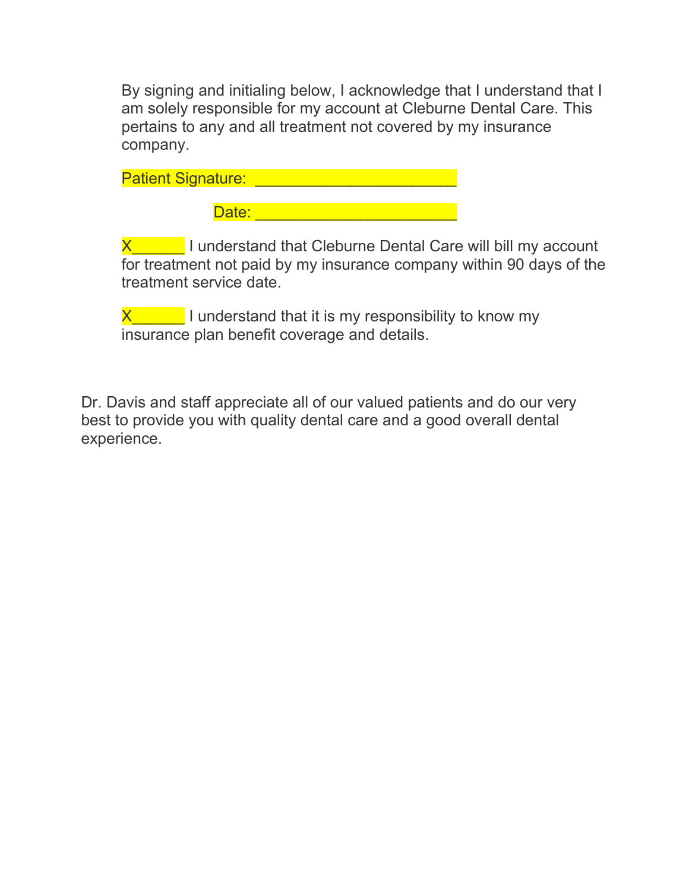By signing and initialing below, I acknowledge that I understand that I am solely responsible for my account at Cleburne Dental Care. This pertains to any and all treatment not covered by my insurance company.

Patient Signature: ______________________

Date: ______________________

X______ I understand that Cleburne Dental Care will bill my account for treatment not paid by my insurance company within 90 days of the treatment service date.

X______ I understand that it is my responsibility to know my insurance plan benefit coverage and details.

Dr. Davis and staff appreciate all of our valued patients and do our very best to provide you with quality dental care and a good overall dental experience.